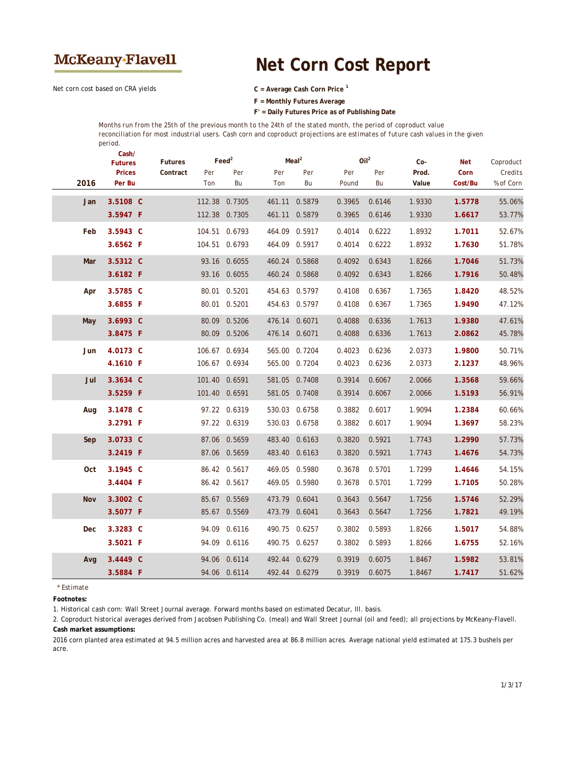McKeany-Flavell

# Net Corn Cost Report

Net corn cost based on CRA yields

**C = Average Cash Corn Price [1]**

**F = Monthly Futures Average**

**F' = Daily Futures Price as of Publishing Date**

*Months run from the 25th of the previous month to the 24th of the stated month, the period of coproduct value reconciliation for most industrial users. Cash corn and coproduct projections are estimates of future cash values in the given period.*

| 2016 | Cash/ Futures Prices Per Bu | | Futures Contract | Feed[2] Per Ton | Feed[2] Per Bu | Meal[2] Per Ton | Meal[2] Per Bu | Oil[2] Per Pound | Oil[2] Per Bu | Co-Prod. Value | Net Corn Cost/Bu | Coproduct Credits %of Corn |
|---|---|---|---|---|---|---|---|---|---|---|---|---|
| **Jan** | **3.5108** | **C** | | 112.38 | 0.7305 | 461.11 | 0.5879 | 0.3965 | 0.6146 | 1.9330 | **1.5778** | 55.06% |
| | **3.5947** | **F** | | 112.38 | 0.7305 | 461.11 | 0.5879 | 0.3965 | 0.6146 | 1.9330 | **1.6617** | 53.77% |
| **Feb** | **3.5943** | **C** | | 104.51 | 0.6793 | 464.09 | 0.5917 | 0.4014 | 0.6222 | 1.8932 | **1.7011** | 52.67% |
| | **3.6562** | **F** | | 104.51 | 0.6793 | 464.09 | 0.5917 | 0.4014 | 0.6222 | 1.8932 | **1.7630** | 51.78% |
| **Mar** | **3.5312** | **C** | | 93.16 | 0.6055 | 460.24 | 0.5868 | 0.4092 | 0.6343 | 1.8266 | **1.7046** | 51.73% |
| | **3.6182** | **F** | | 93.16 | 0.6055 | 460.24 | 0.5868 | 0.4092 | 0.6343 | 1.8266 | **1.7916** | 50.48% |
| **Apr** | **3.5785** | **C** | | 80.01 | 0.5201 | 454.63 | 0.5797 | 0.4108 | 0.6367 | 1.7365 | **1.8420** | 48.52% |
| | **3.6855** | **F** | | 80.01 | 0.5201 | 454.63 | 0.5797 | 0.4108 | 0.6367 | 1.7365 | **1.9490** | 47.12% |
| **May** | **3.6993** | **C** | | 80.09 | 0.5206 | 476.14 | 0.6071 | 0.4088 | 0.6336 | 1.7613 | **1.9380** | 47.61% |
| | **3.8475** | **F** | | 80.09 | 0.5206 | 476.14 | 0.6071 | 0.4088 | 0.6336 | 1.7613 | **2.0862** | 45.78% |
| **Jun** | **4.0173** | **C** | | 106.67 | 0.6934 | 565.00 | 0.7204 | 0.4023 | 0.6236 | 2.0373 | **1.9800** | 50.71% |
| | **4.1610** | **F** | | 106.67 | 0.6934 | 565.00 | 0.7204 | 0.4023 | 0.6236 | 2.0373 | **2.1237** | 48.96% |
| **Jul** | **3.3634** | **C** | | 101.40 | 0.6591 | 581.05 | 0.7408 | 0.3914 | 0.6067 | 2.0066 | **1.3568** | 59.66% |
| | **3.5259** | **F** | | 101.40 | 0.6591 | 581.05 | 0.7408 | 0.3914 | 0.6067 | 2.0066 | **1.5193** | 56.91% |
| **Aug** | **3.1478** | **C** | | 97.22 | 0.6319 | 530.03 | 0.6758 | 0.3882 | 0.6017 | 1.9094 | **1.2384** | 60.66% |
| | **3.2791** | **F** | | 97.22 | 0.6319 | 530.03 | 0.6758 | 0.3882 | 0.6017 | 1.9094 | **1.3697** | 58.23% |
| **Sep** | **3.0733** | **C** | | 87.06 | 0.5659 | 483.40 | 0.6163 | 0.3820 | 0.5921 | 1.7743 | **1.2990** | 57.73% |
| | **3.2419** | **F** | | 87.06 | 0.5659 | 483.40 | 0.6163 | 0.3820 | 0.5921 | 1.7743 | **1.4676** | 54.73% |
| **Oct** | **3.1945** | **C** | | 86.42 | 0.5617 | 469.05 | 0.5980 | 0.3678 | 0.5701 | 1.7299 | **1.4646** | 54.15% |
| | **3.4404** | **F** | | 86.42 | 0.5617 | 469.05 | 0.5980 | 0.3678 | 0.5701 | 1.7299 | **1.7105** | 50.28% |
| **Nov** | **3.3002** | **C** | | 85.67 | 0.5569 | 473.79 | 0.6041 | 0.3643 | 0.5647 | 1.7256 | **1.5746** | 52.29% |
| | **3.5077** | **F** | | 85.67 | 0.5569 | 473.79 | 0.6041 | 0.3643 | 0.5647 | 1.7256 | **1.7821** | 49.19% |
| **Dec** | **3.3283** | **C** | | 94.09 | 0.6116 | 490.75 | 0.6257 | 0.3802 | 0.5893 | 1.8266 | **1.5017** | 54.88% |
| | **3.5021** | **F** | | 94.09 | 0.6116 | 490.75 | 0.6257 | 0.3802 | 0.5893 | 1.8266 | **1.6755** | 52.16% |
| **Avg** | **3.4449** | **C** | | 94.06 | 0.6114 | 492.44 | 0.6279 | 0.3919 | 0.6075 | 1.8467 | **1.5982** | 53.81% |
| | **3.5884** | **F** | | 94.06 | 0.6114 | 492.44 | 0.6279 | 0.3919 | 0.6075 | 1.8467 | **1.7417** | 51.62% |

*\* Estimate*

**Footnotes:**

1. Historical cash corn: Wall Street Journal average. Forward months based on estimated Decatur, Ill. basis.

2. Coproduct historical averages derived from Jacobsen Publishing Co. (meal) and Wall Street Journal (oil and feed); all projections by McKeany-Flavell.

**Cash market assumptions:**

2016 corn planted area estimated at 94.5 million acres and harvested area at 86.8 million acres. Average national yield estimated at 175.3 bushels per acre.

1/3/17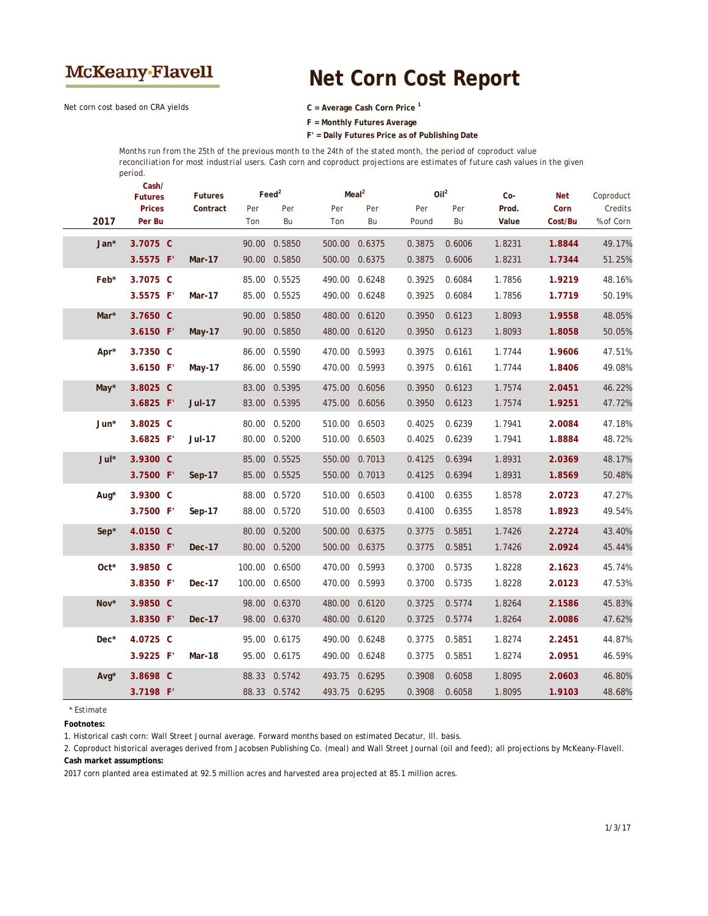McKeany-Flavell

# Net Corn Cost Report

Net corn cost based on CRA yields

**C = Average Cash Corn Price [1]**

**F = Monthly Futures Average**

**F' = Daily Futures Price as of Publishing Date**

Months run from the 25th of the previous month to the 24th of the stated month, the period of coproduct value reconciliation for most industrial users. Cash corn and coproduct projections are estimates of future cash values in the given period.

| 2017 | Cash/ Futures Prices Per Bu | | Futures Contract | Feed[2] Per Ton | Feed[2] Per Bu | Meal[2] Per Ton | Meal[2] Per Bu | Oil[2] Per Pound | Oil[2] Per Bu | Co-Prod. Value | Net Corn Cost/Bu | Coproduct Credits % of Corn |
|---|---|---|---|---|---|---|---|---|---|---|---|---|
| Jan* | 3.7075 | C | | 90.00 | 0.5850 | 500.00 | 0.6375 | 0.3875 | 0.6006 | 1.8231 | 1.8844 | 49.17% |
| | 3.5575 | F' | Mar-17 | 90.00 | 0.5850 | 500.00 | 0.6375 | 0.3875 | 0.6006 | 1.8231 | 1.7344 | 51.25% |
| Feb* | 3.7075 | C | | 85.00 | 0.5525 | 490.00 | 0.6248 | 0.3925 | 0.6084 | 1.7856 | 1.9219 | 48.16% |
| | 3.5575 | F' | Mar-17 | 85.00 | 0.5525 | 490.00 | 0.6248 | 0.3925 | 0.6084 | 1.7856 | 1.7719 | 50.19% |
| Mar* | 3.7650 | C | | 90.00 | 0.5850 | 480.00 | 0.6120 | 0.3950 | 0.6123 | 1.8093 | 1.9558 | 48.05% |
| | 3.6150 | F' | May-17 | 90.00 | 0.5850 | 480.00 | 0.6120 | 0.3950 | 0.6123 | 1.8093 | 1.8058 | 50.05% |
| Apr* | 3.7350 | C | | 86.00 | 0.5590 | 470.00 | 0.5993 | 0.3975 | 0.6161 | 1.7744 | 1.9606 | 47.51% |
| | 3.6150 | F' | May-17 | 86.00 | 0.5590 | 470.00 | 0.5993 | 0.3975 | 0.6161 | 1.7744 | 1.8406 | 49.08% |
| May* | 3.8025 | C | | 83.00 | 0.5395 | 475.00 | 0.6056 | 0.3950 | 0.6123 | 1.7574 | 2.0451 | 46.22% |
| | 3.6825 | F' | Jul-17 | 83.00 | 0.5395 | 475.00 | 0.6056 | 0.3950 | 0.6123 | 1.7574 | 1.9251 | 47.72% |
| Jun* | 3.8025 | C | | 80.00 | 0.5200 | 510.00 | 0.6503 | 0.4025 | 0.6239 | 1.7941 | 2.0084 | 47.18% |
| | 3.6825 | F' | Jul-17 | 80.00 | 0.5200 | 510.00 | 0.6503 | 0.4025 | 0.6239 | 1.7941 | 1.8884 | 48.72% |
| Jul* | 3.9300 | C | | 85.00 | 0.5525 | 550.00 | 0.7013 | 0.4125 | 0.6394 | 1.8931 | 2.0369 | 48.17% |
| | 3.7500 | F' | Sep-17 | 85.00 | 0.5525 | 550.00 | 0.7013 | 0.4125 | 0.6394 | 1.8931 | 1.8569 | 50.48% |
| Aug* | 3.9300 | C | | 88.00 | 0.5720 | 510.00 | 0.6503 | 0.4100 | 0.6355 | 1.8578 | 2.0723 | 47.27% |
| | 3.7500 | F' | Sep-17 | 88.00 | 0.5720 | 510.00 | 0.6503 | 0.4100 | 0.6355 | 1.8578 | 1.8923 | 49.54% |
| Sep* | 4.0150 | C | | 80.00 | 0.5200 | 500.00 | 0.6375 | 0.3775 | 0.5851 | 1.7426 | 2.2724 | 43.40% |
| | 3.8350 | F' | Dec-17 | 80.00 | 0.5200 | 500.00 | 0.6375 | 0.3775 | 0.5851 | 1.7426 | 2.0924 | 45.44% |
| Oct* | 3.9850 | C | | 100.00 | 0.6500 | 470.00 | 0.5993 | 0.3700 | 0.5735 | 1.8228 | 2.1623 | 45.74% |
| | 3.8350 | F' | Dec-17 | 100.00 | 0.6500 | 470.00 | 0.5993 | 0.3700 | 0.5735 | 1.8228 | 2.0123 | 47.53% |
| Nov* | 3.9850 | C | | 98.00 | 0.6370 | 480.00 | 0.6120 | 0.3725 | 0.5774 | 1.8264 | 2.1586 | 45.83% |
| | 3.8350 | F' | Dec-17 | 98.00 | 0.6370 | 480.00 | 0.6120 | 0.3725 | 0.5774 | 1.8264 | 2.0086 | 47.62% |
| Dec* | 4.0725 | C | | 95.00 | 0.6175 | 490.00 | 0.6248 | 0.3775 | 0.5851 | 1.8274 | 2.2451 | 44.87% |
| | 3.9225 | F' | Mar-18 | 95.00 | 0.6175 | 490.00 | 0.6248 | 0.3775 | 0.5851 | 1.8274 | 2.0951 | 46.59% |
| Avg* | 3.8698 | C | | 88.33 | 0.5742 | 493.75 | 0.6295 | 0.3908 | 0.6058 | 1.8095 | 2.0603 | 46.80% |
| | 3.7198 | F' | | 88.33 | 0.5742 | 493.75 | 0.6295 | 0.3908 | 0.6058 | 1.8095 | 1.9103 | 48.68% |

\* Estimate

**Footnotes:**

1. Historical cash corn: Wall Street Journal average. Forward months based on estimated Decatur, Ill. basis.
2. Coproduct historical averages derived from Jacobsen Publishing Co. (meal) and Wall Street Journal (oil and feed); all projections by McKeany-Flavell.

**Cash market assumptions:**

2017 corn planted area estimated at 92.5 million acres and harvested area projected at 85.1 million acres.

1/3/17